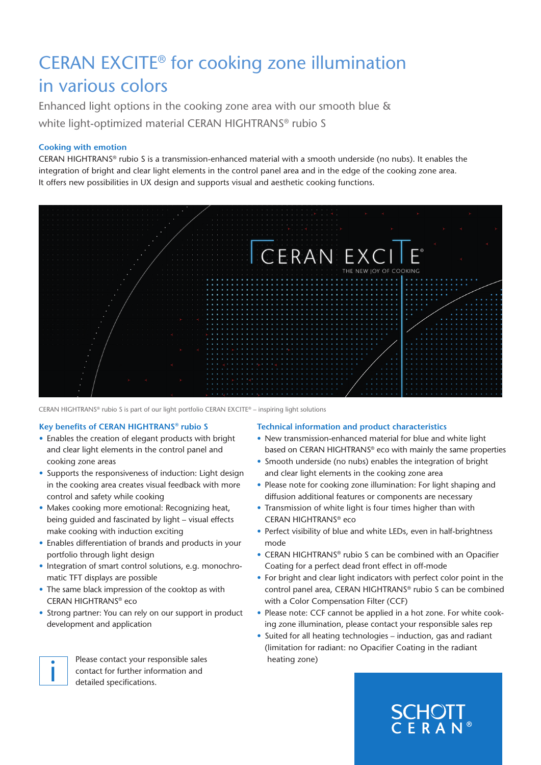# CERAN EXCITE® for cooking zone illumination in various colors

Enhanced light options in the cooking zone area with our smooth blue & white light-optimized material CERAN HIGHTRANS® rubio S

### Cooking with emotion

CERAN HIGHTRANS® rubio S is a transmission-enhanced material with a smooth underside (no nubs). It enables the integration of bright and clear light elements in the control panel area and in the edge of the cooking zone area. It offers new possibilities in UX design and supports visual and aesthetic cooking functions.

CERAN HIGHTRANS® rubio S is part of our light portfolio CERAN EXCITE® – inspiring light solutions

### Key benefits of CERAN HIGHTRANS® rubio S

- Enables the creation of elegant products with bright and clear light elements in the control panel and cooking zone areas
- Supports the responsiveness of induction: Light design in the cooking area creates visual feedback with more control and safety while cooking
- Makes cooking more emotional: Recognizing heat, being guided and fascinated by light – visual effects make cooking with induction exciting
- Enables differentiation of brands and products in your portfolio through light design
- Integration of smart control solutions, e.g. monochromatic TFT displays are possible
- The same black impression of the cooktop as with CERAN HIGHTRANS® eco
- Strong partner: You can rely on our support in product development and application

Please contact your responsible sales contact for further information and detailed specifications.

### Technical information and product characteristics

- New transmission-enhanced material for blue and white light based on CERAN HIGHTRANS® eco with mainly the same properties
- Smooth underside (no nubs) enables the integration of bright and clear light elements in the cooking zone area
- Please note for cooking zone illumination: For light shaping and diffusion additional features or components are necessary
- Transmission of white light is four times higher than with CERAN HIGHTRANS® eco
- Perfect visibility of blue and white LEDs, even in half-brightness mode
- CERAN HIGHTRANS® rubio S can be combined with an Opacifier Coating for a perfect dead front effect in off-mode
- For bright and clear light indicators with perfect color point in the control panel area, CERAN HIGHTRANS® rubio S can be combined with a Color Compensation Filter (CCF)
- Please note: CCF cannot be applied in a hot zone. For white cooking zone illumination, please contact your responsible sales rep
- Suited for all heating technologies – induction, gas and radiant (limitation for radiant: no Opacifier Coating in the radiant heating zone)

SCHOTT CERAN®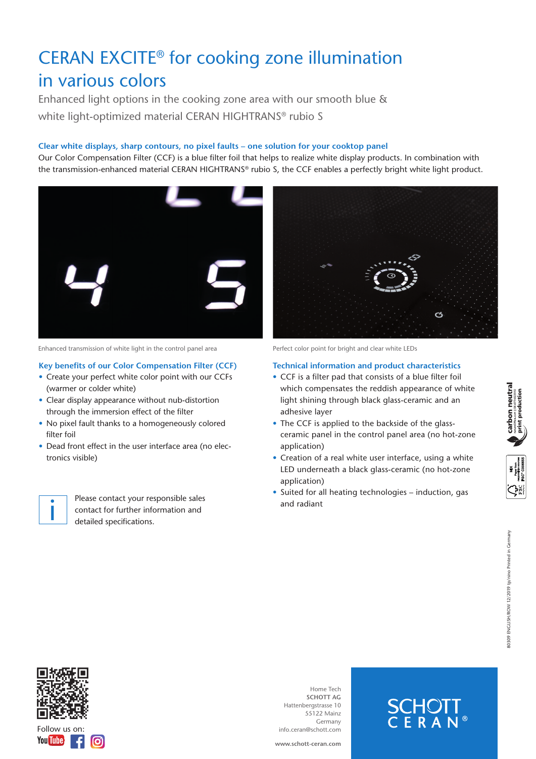# CERAN EXCITE® for cooking zone illumination in various colors

Enhanced light options in the cooking zone area with our smooth blue & white light-optimized material CERAN HIGHTRANS® rubio S

### Clear white displays, sharp contours, no pixel faults – one solution for your cooktop panel

Our Color Compensation Filter (CCF) is a blue filter foil that helps to realize white display products. In combination with the transmission-enhanced material CERAN HIGHTRANS® rubio S, the CCF enables a perfectly bright white light product.

Enhanced transmission of white light in the control panel area

Perfect color point for bright and clear white LEDs

### Key benefits of our Color Compensation Filter (CCF)

- Create your perfect white color point with our CCFs (warmer or colder white)
- Clear display appearance without nub-distortion through the immersion effect of the filter
- No pixel fault thanks to a homogeneously colored filter foil
- Dead front effect in the user interface area (no electronics visible)

Please contact your responsible sales contact for further information and detailed specifications.

### Technical information and product characteristics

- CCF is a filter pad that consists of a blue filter foil which compensates the reddish appearance of white light shining through black glass-ceramic and an adhesive layer
- The CCF is applied to the backside of the glass-ceramic panel in the control panel area (no hot-zone application)
- Creation of a real white user interface, using a white LED underneath a black glass-ceramic (no hot-zone application)
- Suited for all heating technologies – induction, gas and radiant

carbon neutral print production

80309 ENGLISH/ROW 12/2019 tp/nino Printed in Germany

Follow us on:

Home Tech
**SCHOTT AG**
Hattenbergstrasse 10
55122 Mainz
Germany
info.ceran@schott.com

**www.schott-ceran.com**

SCHOTT CERAN®